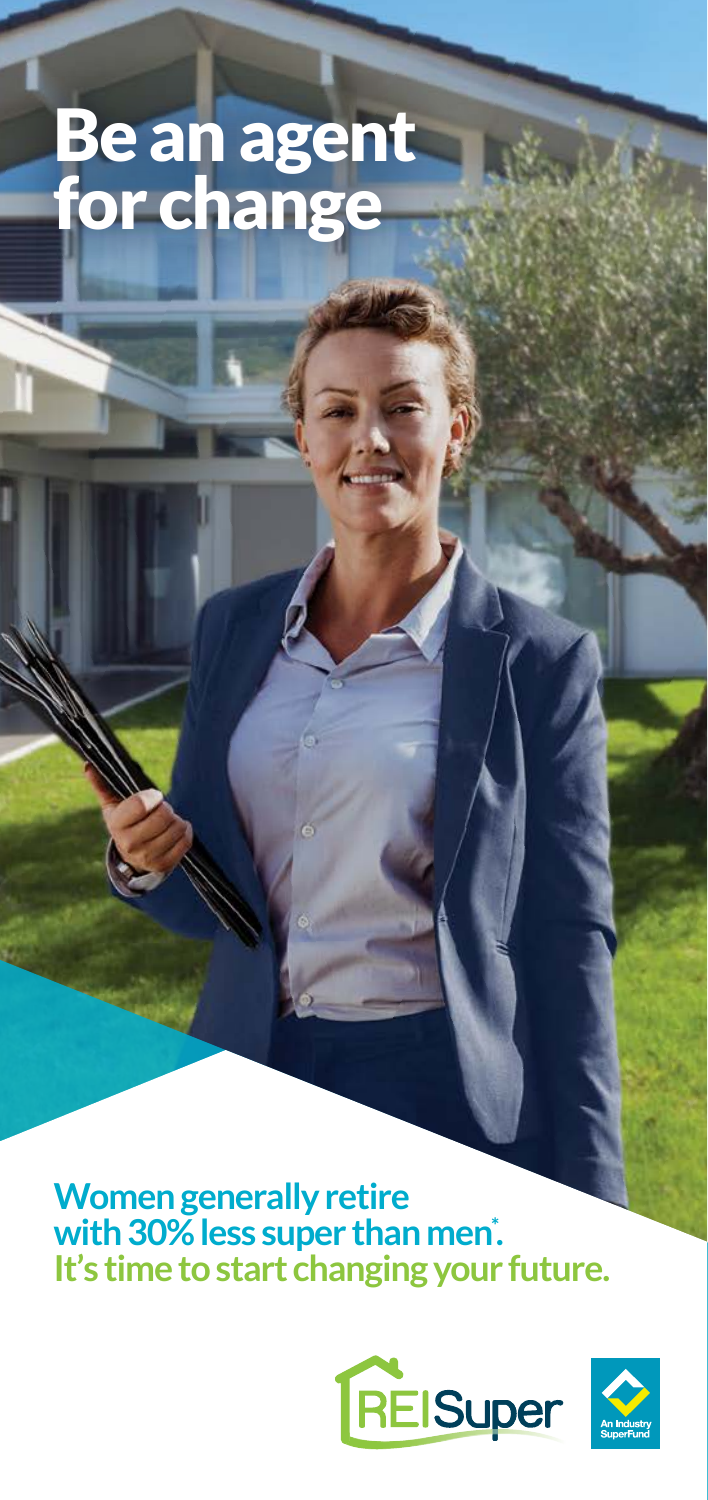# Be an agent for change

**Women generally retire with 30% less super than men\*.**
**It's time to start changing your future.**

REISuper

An Industry SuperFund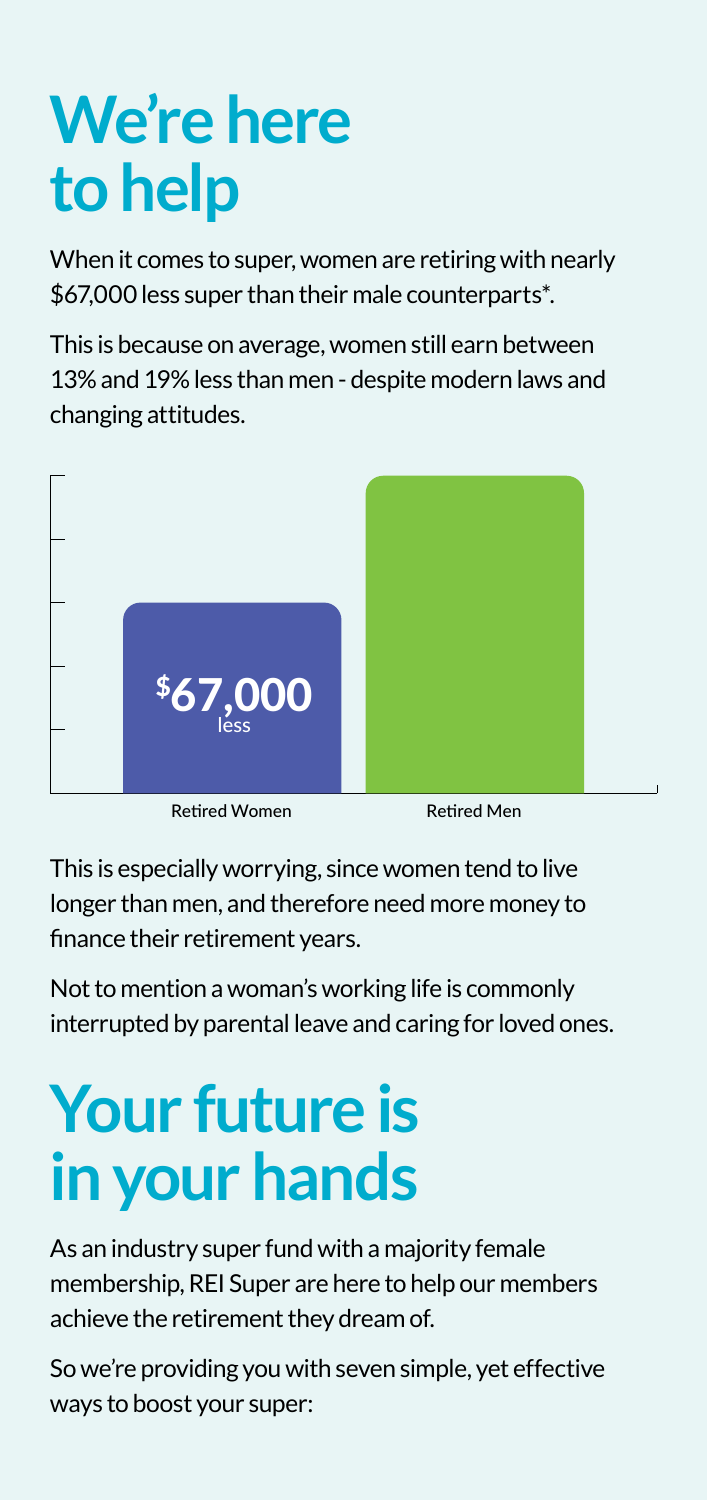# We're here to help

When it comes to super, women are retiring with nearly $67,000 less super than their male counterparts*.

This is because on average, women still earn between 13% and 19% less than men - despite modern laws and changing attitudes.

$67,000 less

Retired Women

Retired Men

This is especially worrying, since women tend to live longer than men, and therefore need more money to finance their retirement years.

Not to mention a woman's working life is commonly interrupted by parental leave and caring for loved ones.

# Your future is in your hands

As an industry super fund with a majority female membership, REI Super are here to help our members achieve the retirement they dream of.

So we're providing you with seven simple, yet effective ways to boost your super: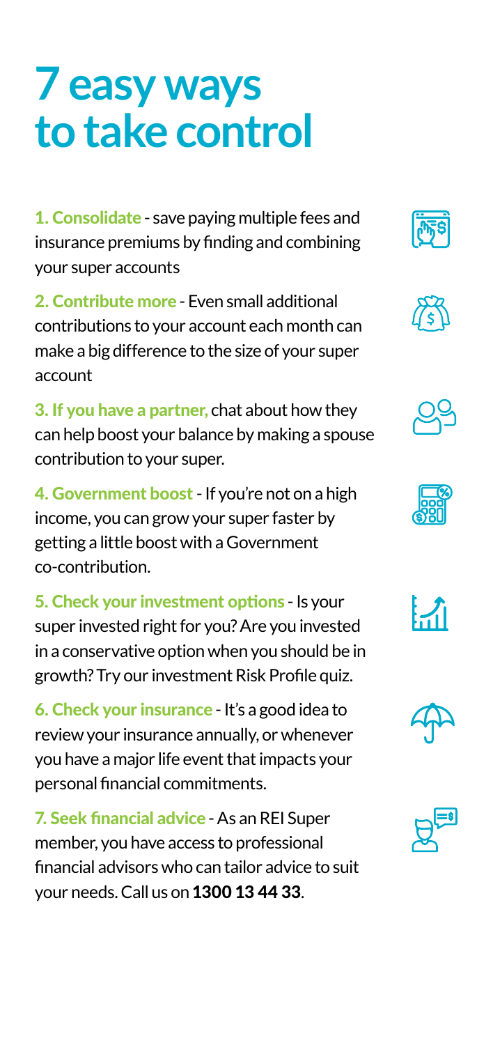# 7 easy ways to take control

**1. Consolidate** - save paying multiple fees and insurance premiums by finding and combining your super accounts

**2. Contribute more** - Even small additional contributions to your account each month can make a big difference to the size of your super account

**3. If you have a partner,** chat about how they can help boost your balance by making a spouse contribution to your super.

**4. Government boost** - If you're not on a high income, you can grow your super faster by getting a little boost with a Government co-contribution.

**5. Check your investment options** - Is your super invested right for you? Are you invested in a conservative option when you should be in growth? Try our investment Risk Profile quiz.

**6. Check your insurance** - It's a good idea to review your insurance annually, or whenever you have a major life event that impacts your personal financial commitments.

**7. Seek financial advice** - As an REI Super member, you have access to professional financial advisors who can tailor advice to suit your needs. Call us on **1300 13 44 33**.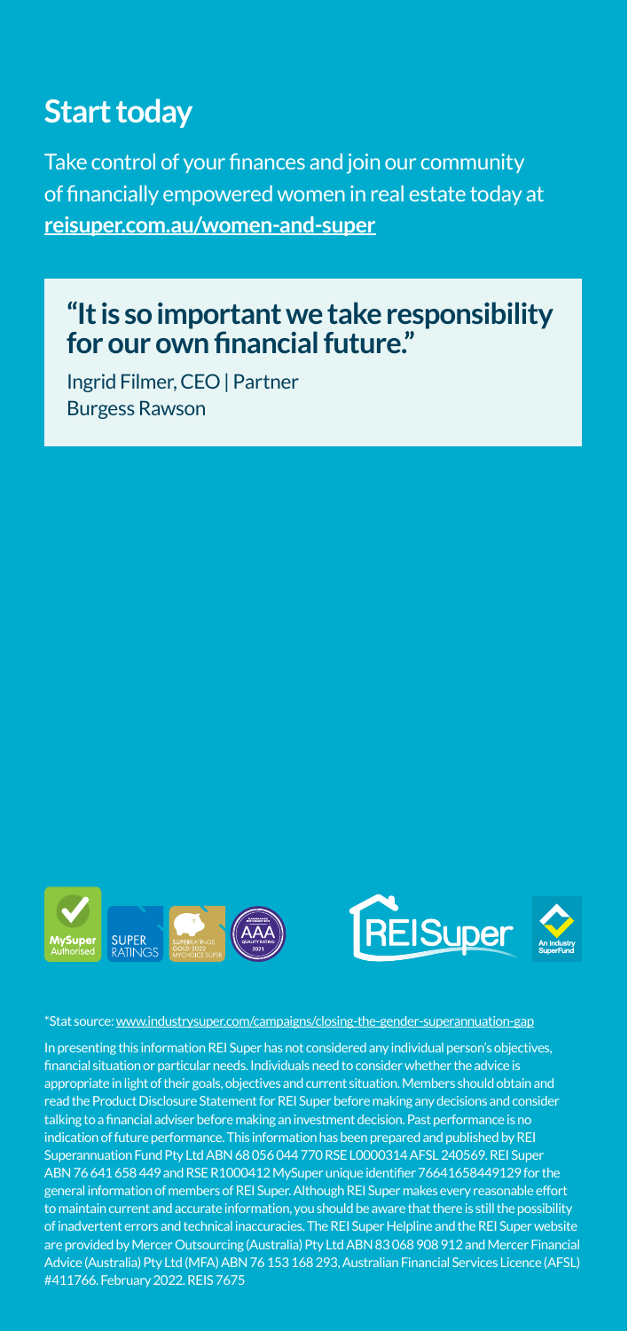## Start today

Take control of your finances and join our community of financially empowered women in real estate today at **reisuper.com.au/women-and-super**

> **"It is so important we take responsibility for our own financial future."**
>
> Ingrid Filmer, CEO | Partner
> Burgess Rawson

\*Stat source: www.industrysuper.com/campaigns/closing-the-gender-superannuation-gap

In presenting this information REI Super has not considered any individual person's objectives, financial situation or particular needs. Individuals need to consider whether the advice is appropriate in light of their goals, objectives and current situation. Members should obtain and read the Product Disclosure Statement for REI Super before making any decisions and consider talking to a financial adviser before making an investment decision. Past performance is no indication of future performance. This information has been prepared and published by REI Superannuation Fund Pty Ltd ABN 68 056 044 770 RSE L0000314 AFSL 240569. REI Super ABN 76 641 658 449 and RSE R1000412 MySuper unique identifier 76641658449129 for the general information of members of REI Super. Although REI Super makes every reasonable effort to maintain current and accurate information, you should be aware that there is still the possibility of inadvertent errors and technical inaccuracies. The REI Super Helpline and the REI Super website are provided by Mercer Outsourcing (Australia) Pty Ltd ABN 83 068 908 912 and Mercer Financial Advice (Australia) Pty Ltd (MFA) ABN 76 153 168 293, Australian Financial Services Licence (AFSL) #411766. February 2022. REIS 7675